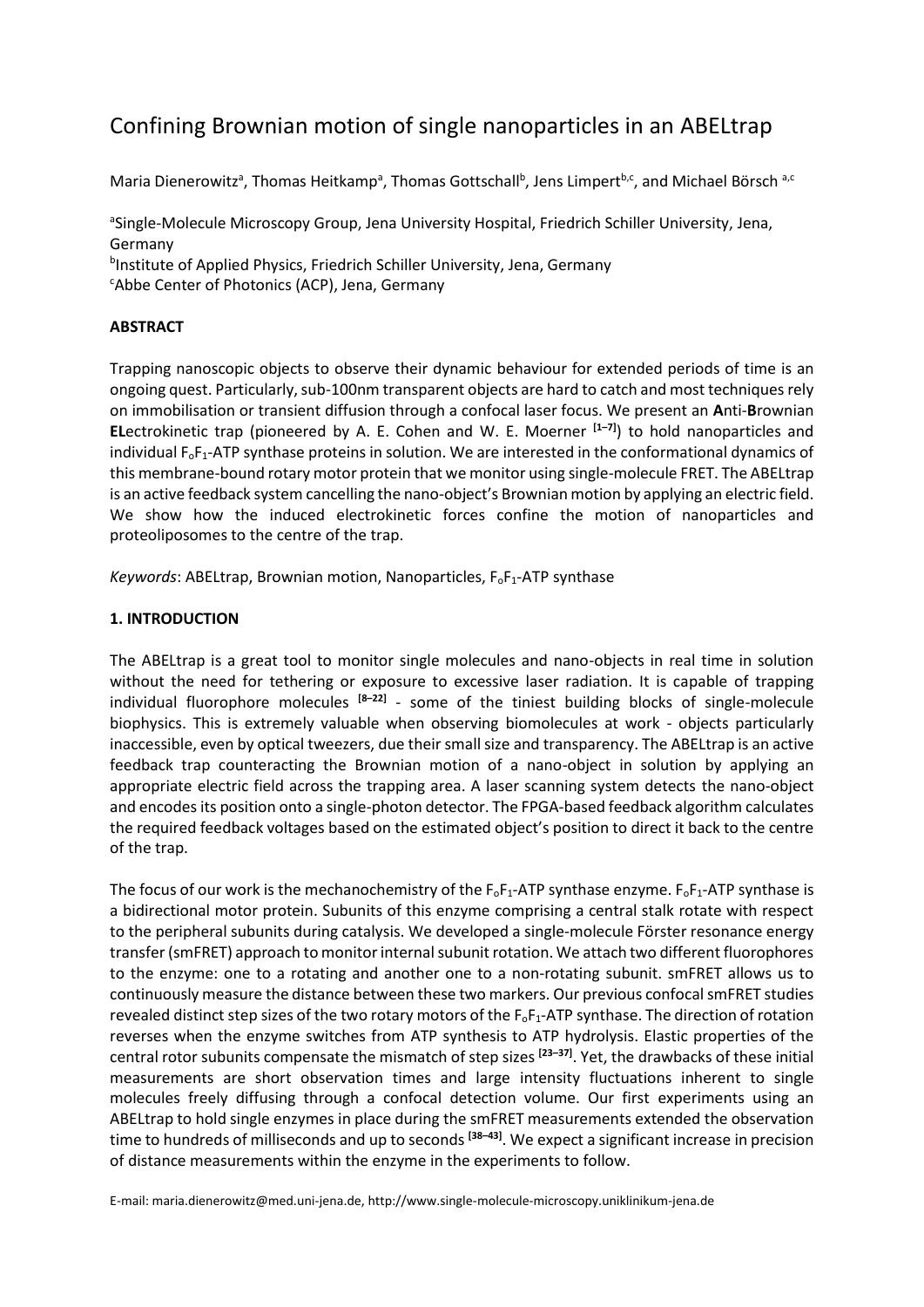# Confining Brownian motion of single nanoparticles in an ABELtrap

Maria Dienerowitz[a], Thomas Heitkamp[a], Thomas Gottschall[b], Jens Limpert[b,c], and Michael Börsch [a,c]

[a]Single-Molecule Microscopy Group, Jena University Hospital, Friedrich Schiller University, Jena, Germany
[b]Institute of Applied Physics, Friedrich Schiller University, Jena, Germany
[c]Abbe Center of Photonics (ACP), Jena, Germany

## ABSTRACT

Trapping nanoscopic objects to observe their dynamic behaviour for extended periods of time is an ongoing quest. Particularly, sub-100nm transparent objects are hard to catch and most techniques rely on immobilisation or transient diffusion through a confocal laser focus. We present an **A**nti-**B**rownian **EL**ectrokinetic trap (pioneered by A. E. Cohen and W. E. Moerner [1–7]) to hold nanoparticles and individual $F_oF_1$-ATP synthase proteins in solution. We are interested in the conformational dynamics of this membrane-bound rotary motor protein that we monitor using single-molecule FRET. The ABELtrap is an active feedback system cancelling the nano-object's Brownian motion by applying an electric field. We show how the induced electrokinetic forces confine the motion of nanoparticles and proteoliposomes to the centre of the trap.

*Keywords*: ABELtrap, Brownian motion, Nanoparticles, $F_oF_1$-ATP synthase

## 1. INTRODUCTION

The ABELtrap is a great tool to monitor single molecules and nano-objects in real time in solution without the need for tethering or exposure to excessive laser radiation. It is capable of trapping individual fluorophore molecules [8–22] - some of the tiniest building blocks of single-molecule biophysics. This is extremely valuable when observing biomolecules at work - objects particularly inaccessible, even by optical tweezers, due their small size and transparency. The ABELtrap is an active feedback trap counteracting the Brownian motion of a nano-object in solution by applying an appropriate electric field across the trapping area. A laser scanning system detects the nano-object and encodes its position onto a single-photon detector. The FPGA-based feedback algorithm calculates the required feedback voltages based on the estimated object's position to direct it back to the centre of the trap.

The focus of our work is the mechanochemistry of the $F_oF_1$-ATP synthase enzyme. $F_oF_1$-ATP synthase is a bidirectional motor protein. Subunits of this enzyme comprising a central stalk rotate with respect to the peripheral subunits during catalysis. We developed a single-molecule Förster resonance energy transfer (smFRET) approach to monitor internal subunit rotation. We attach two different fluorophores to the enzyme: one to a rotating and another one to a non-rotating subunit. smFRET allows us to continuously measure the distance between these two markers. Our previous confocal smFRET studies revealed distinct step sizes of the two rotary motors of the $F_oF_1$-ATP synthase. The direction of rotation reverses when the enzyme switches from ATP synthesis to ATP hydrolysis. Elastic properties of the central rotor subunits compensate the mismatch of step sizes [23–37]. Yet, the drawbacks of these initial measurements are short observation times and large intensity fluctuations inherent to single molecules freely diffusing through a confocal detection volume. Our first experiments using an ABELtrap to hold single enzymes in place during the smFRET measurements extended the observation time to hundreds of milliseconds and up to seconds [38–43]. We expect a significant increase in precision of distance measurements within the enzyme in the experiments to follow.

E-mail: maria.dienerowitz@med.uni-jena.de, http://www.single-molecule-microscopy.uniklinikum-jena.de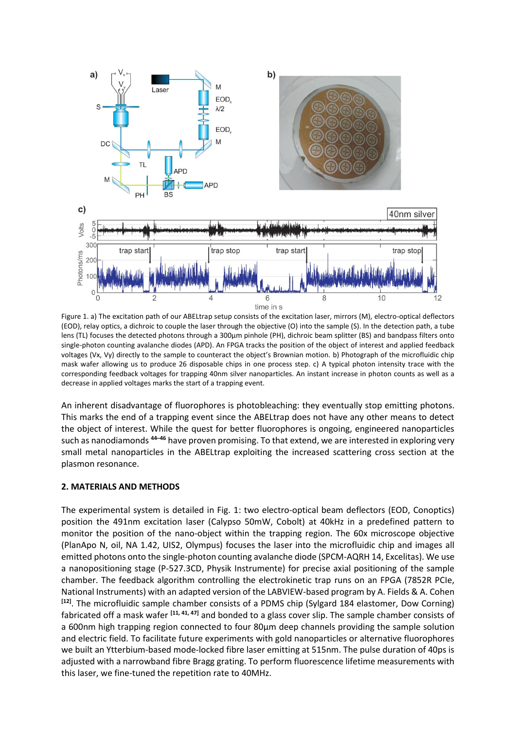Figure 1. a) The excitation path of our ABELtrap setup consists of the excitation laser, mirrors (M), electro-optical deflectors (EOD), relay optics, a dichroic to couple the laser through the objective (O) into the sample (S). In the detection path, a tube lens (TL) focuses the detected photons through a 300µm pinhole (PH), dichroic beam splitter (BS) and bandpass filters onto single-photon counting avalanche diodes (APD). An FPGA tracks the position of the object of interest and applied feedback voltages (Vx, Vy) directly to the sample to counteract the object's Brownian motion. b) Photograph of the microfluidic chip mask wafer allowing us to produce 26 disposable chips in one process step. c) A typical photon intensity trace with the corresponding feedback voltages for trapping 40nm silver nanoparticles. An instant increase in photon counts as well as a decrease in applied voltages marks the start of a trapping event.

An inherent disadvantage of fluorophores is photobleaching: they eventually stop emitting photons. This marks the end of a trapping event since the ABELtrap does not have any other means to detect the object of interest. While the quest for better fluorophores is ongoing, engineered nanoparticles such as nanodiamonds [44–46] have proven promising. To that extend, we are interested in exploring very small metal nanoparticles in the ABELtrap exploiting the increased scattering cross section at the plasmon resonance.

## 2. MATERIALS AND METHODS

The experimental system is detailed in Fig. 1: two electro-optical beam deflectors (EOD, Conoptics) position the 491nm excitation laser (Calypso 50mW, Cobolt) at 40kHz in a predefined pattern to monitor the position of the nano-object within the trapping region. The 60x microscope objective (PlanApo N, oil, NA 1.42, UIS2, Olympus) focuses the laser into the microfluidic chip and images all emitted photons onto the single-photon counting avalanche diode (SPCM-AQRH 14, Excelitas). We use a nanopositioning stage (P-527.3CD, Physik Instrumente) for precise axial positioning of the sample chamber. The feedback algorithm controlling the electrokinetic trap runs on an FPGA (7852R PCIe, National Instruments) with an adapted version of the LABVIEW-based program by A. Fields & A. Cohen [12]. The microfluidic sample chamber consists of a PDMS chip (Sylgard 184 elastomer, Dow Corning) fabricated off a mask wafer [11, 41, 47] and bonded to a glass cover slip. The sample chamber consists of a 600nm high trapping region connected to four 80µm deep channels providing the sample solution and electric field. To facilitate future experiments with gold nanoparticles or alternative fluorophores we built an Ytterbium-based mode-locked fibre laser emitting at 515nm. The pulse duration of 40ps is adjusted with a narrowband fibre Bragg grating. To perform fluorescence lifetime measurements with this laser, we fine-tuned the repetition rate to 40MHz.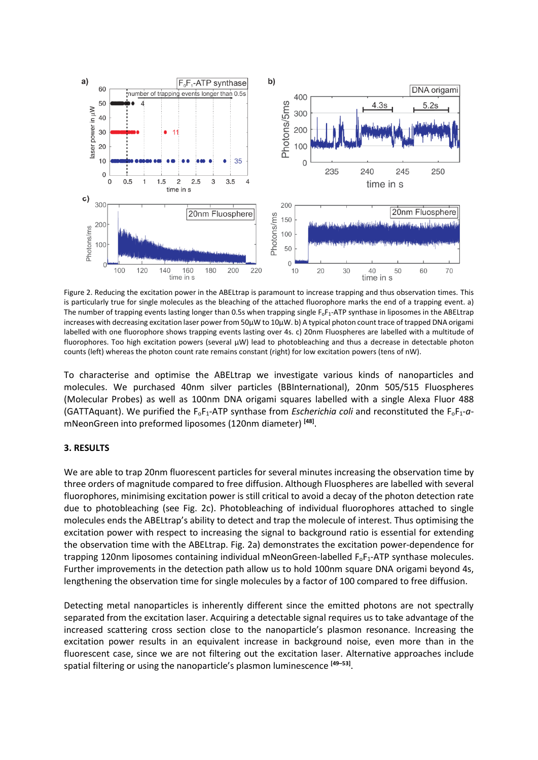Figure 2. Reducing the excitation power in the ABELtrap is paramount to increase trapping and thus observation times. This is particularly true for single molecules as the bleaching of the attached fluorophore marks the end of a trapping event. a) The number of trapping events lasting longer than 0.5s when trapping single $F_oF_1$-ATP synthase in liposomes in the ABELtrap increases with decreasing excitation laser power from 50µW to 10µW. b) A typical photon count trace of trapped DNA origami labelled with one fluorophore shows trapping events lasting over 4s. c) 20nm Fluospheres are labelled with a multitude of fluorophores. Too high excitation powers (several µW) lead to photobleaching and thus a decrease in detectable photon counts (left) whereas the photon count rate remains constant (right) for low excitation powers (tens of nW).

To characterise and optimise the ABELtrap we investigate various kinds of nanoparticles and molecules. We purchased 40nm silver particles (BBInternational), 20nm 505/515 Fluospheres (Molecular Probes) as well as 100nm DNA origami squares labelled with a single Alexa Fluor 488 (GATTAquant). We purified the $F_oF_1$-ATP synthase from *Escherichia coli* and reconstituted the $F_oF_1$-*a*-mNeonGreen into preformed liposomes (120nm diameter) [48].

## 3. RESULTS

We are able to trap 20nm fluorescent particles for several minutes increasing the observation time by three orders of magnitude compared to free diffusion. Although Fluospheres are labelled with several fluorophores, minimising excitation power is still critical to avoid a decay of the photon detection rate due to photobleaching (see Fig. 2c). Photobleaching of individual fluorophores attached to single molecules ends the ABELtrap's ability to detect and trap the molecule of interest. Thus optimising the excitation power with respect to increasing the signal to background ratio is essential for extending the observation time with the ABELtrap. Fig. 2a) demonstrates the excitation power-dependence for trapping 120nm liposomes containing individual mNeonGreen-labelled $F_oF_1$-ATP synthase molecules. Further improvements in the detection path allow us to hold 100nm square DNA origami beyond 4s, lengthening the observation time for single molecules by a factor of 100 compared to free diffusion.

Detecting metal nanoparticles is inherently different since the emitted photons are not spectrally separated from the excitation laser. Acquiring a detectable signal requires us to take advantage of the increased scattering cross section close to the nanoparticle's plasmon resonance. Increasing the excitation power results in an equivalent increase in background noise, even more than in the fluorescent case, since we are not filtering out the excitation laser. Alternative approaches include spatial filtering or using the nanoparticle's plasmon luminescence [49–53].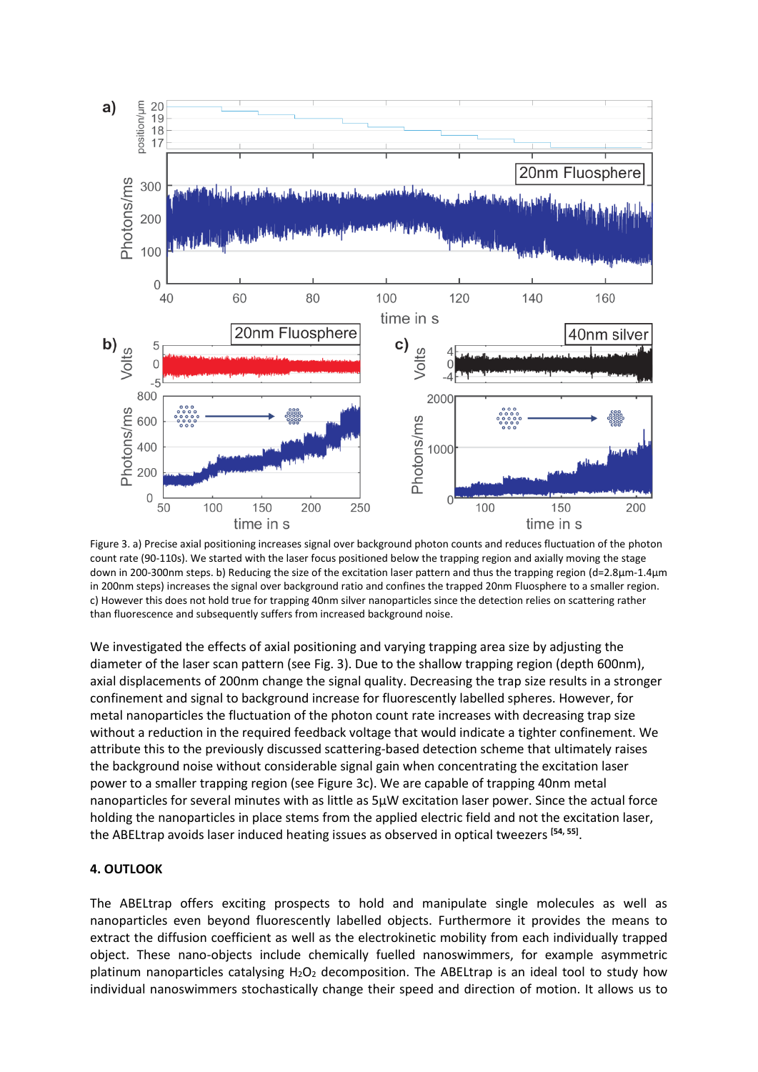Figure 3. a) Precise axial positioning increases signal over background photon counts and reduces fluctuation of the photon count rate (90-110s). We started with the laser focus positioned below the trapping region and axially moving the stage down in 200-300nm steps. b) Reducing the size of the excitation laser pattern and thus the trapping region (d=2.8µm-1.4µm in 200nm steps) increases the signal over background ratio and confines the trapped 20nm Fluosphere to a smaller region. c) However this does not hold true for trapping 40nm silver nanoparticles since the detection relies on scattering rather than fluorescence and subsequently suffers from increased background noise.

We investigated the effects of axial positioning and varying trapping area size by adjusting the diameter of the laser scan pattern (see Fig. 3). Due to the shallow trapping region (depth 600nm), axial displacements of 200nm change the signal quality. Decreasing the trap size results in a stronger confinement and signal to background increase for fluorescently labelled spheres. However, for metal nanoparticles the fluctuation of the photon count rate increases with decreasing trap size without a reduction in the required feedback voltage that would indicate a tighter confinement. We attribute this to the previously discussed scattering-based detection scheme that ultimately raises the background noise without considerable signal gain when concentrating the excitation laser power to a smaller trapping region (see Figure 3c). We are capable of trapping 40nm metal nanoparticles for several minutes with as little as 5µW excitation laser power. Since the actual force holding the nanoparticles in place stems from the applied electric field and not the excitation laser, the ABELtrap avoids laser induced heating issues as observed in optical tweezers [54, 55].

## 4. OUTLOOK

The ABELtrap offers exciting prospects to hold and manipulate single molecules as well as nanoparticles even beyond fluorescently labelled objects. Furthermore it provides the means to extract the diffusion coefficient as well as the electrokinetic mobility from each individually trapped object. These nano-objects include chemically fuelled nanoswimmers, for example asymmetric platinum nanoparticles catalysing $H_2O_2$ decomposition. The ABELtrap is an ideal tool to study how individual nanoswimmers stochastically change their speed and direction of motion. It allows us to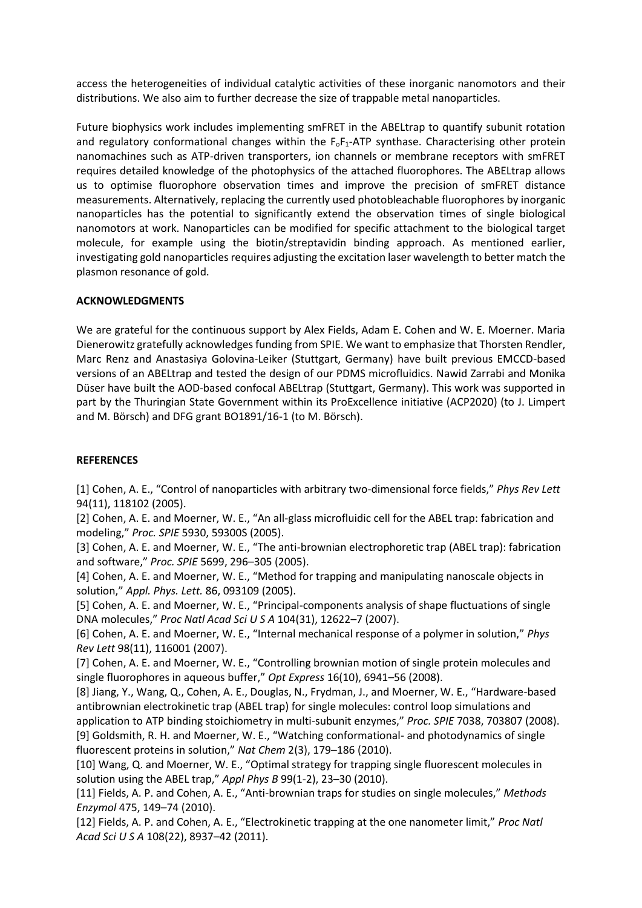access the heterogeneities of individual catalytic activities of these inorganic nanomotors and their distributions. We also aim to further decrease the size of trappable metal nanoparticles.

Future biophysics work includes implementing smFRET in the ABELtrap to quantify subunit rotation and regulatory conformational changes within the $F_oF_1$-ATP synthase. Characterising other protein nanomachines such as ATP-driven transporters, ion channels or membrane receptors with smFRET requires detailed knowledge of the photophysics of the attached fluorophores. The ABELtrap allows us to optimise fluorophore observation times and improve the precision of smFRET distance measurements. Alternatively, replacing the currently used photobleachable fluorophores by inorganic nanoparticles has the potential to significantly extend the observation times of single biological nanomotors at work. Nanoparticles can be modified for specific attachment to the biological target molecule, for example using the biotin/streptavidin binding approach. As mentioned earlier, investigating gold nanoparticles requires adjusting the excitation laser wavelength to better match the plasmon resonance of gold.

**ACKNOWLEDGMENTS**

We are grateful for the continuous support by Alex Fields, Adam E. Cohen and W. E. Moerner. Maria Dienerowitz gratefully acknowledges funding from SPIE. We want to emphasize that Thorsten Rendler, Marc Renz and Anastasiya Golovina-Leiker (Stuttgart, Germany) have built previous EMCCD-based versions of an ABELtrap and tested the design of our PDMS microfluidics. Nawid Zarrabi and Monika Düser have built the AOD-based confocal ABELtrap (Stuttgart, Germany). This work was supported in part by the Thuringian State Government within its ProExcellence initiative (ACP2020) (to J. Limpert and M. Börsch) and DFG grant BO1891/16-1 (to M. Börsch).

**REFERENCES**

[1] Cohen, A. E., "Control of nanoparticles with arbitrary two-dimensional force fields," *Phys Rev Lett* 94(11), 118102 (2005).
[2] Cohen, A. E. and Moerner, W. E., "An all-glass microfluidic cell for the ABEL trap: fabrication and modeling," *Proc. SPIE* 5930, 59300S (2005).
[3] Cohen, A. E. and Moerner, W. E., "The anti-brownian electrophoretic trap (ABEL trap): fabrication and software," *Proc. SPIE* 5699, 296–305 (2005).
[4] Cohen, A. E. and Moerner, W. E., "Method for trapping and manipulating nanoscale objects in solution," *Appl. Phys. Lett.* 86, 093109 (2005).
[5] Cohen, A. E. and Moerner, W. E., "Principal-components analysis of shape fluctuations of single DNA molecules," *Proc Natl Acad Sci U S A* 104(31), 12622–7 (2007).
[6] Cohen, A. E. and Moerner, W. E., "Internal mechanical response of a polymer in solution," *Phys Rev Lett* 98(11), 116001 (2007).
[7] Cohen, A. E. and Moerner, W. E., "Controlling brownian motion of single protein molecules and single fluorophores in aqueous buffer," *Opt Express* 16(10), 6941–56 (2008).
[8] Jiang, Y., Wang, Q., Cohen, A. E., Douglas, N., Frydman, J., and Moerner, W. E., "Hardware-based antibrownian electrokinetic trap (ABEL trap) for single molecules: control loop simulations and application to ATP binding stoichiometry in multi-subunit enzymes," *Proc. SPIE* 7038, 703807 (2008).
[9] Goldsmith, R. H. and Moerner, W. E., "Watching conformational- and photodynamics of single fluorescent proteins in solution," *Nat Chem* 2(3), 179–186 (2010).
[10] Wang, Q. and Moerner, W. E., "Optimal strategy for trapping single fluorescent molecules in solution using the ABEL trap," *Appl Phys B* 99(1-2), 23–30 (2010).
[11] Fields, A. P. and Cohen, A. E., "Anti-brownian traps for studies on single molecules," *Methods Enzymol* 475, 149–74 (2010).
[12] Fields, A. P. and Cohen, A. E., "Electrokinetic trapping at the one nanometer limit," *Proc Natl Acad Sci U S A* 108(22), 8937–42 (2011).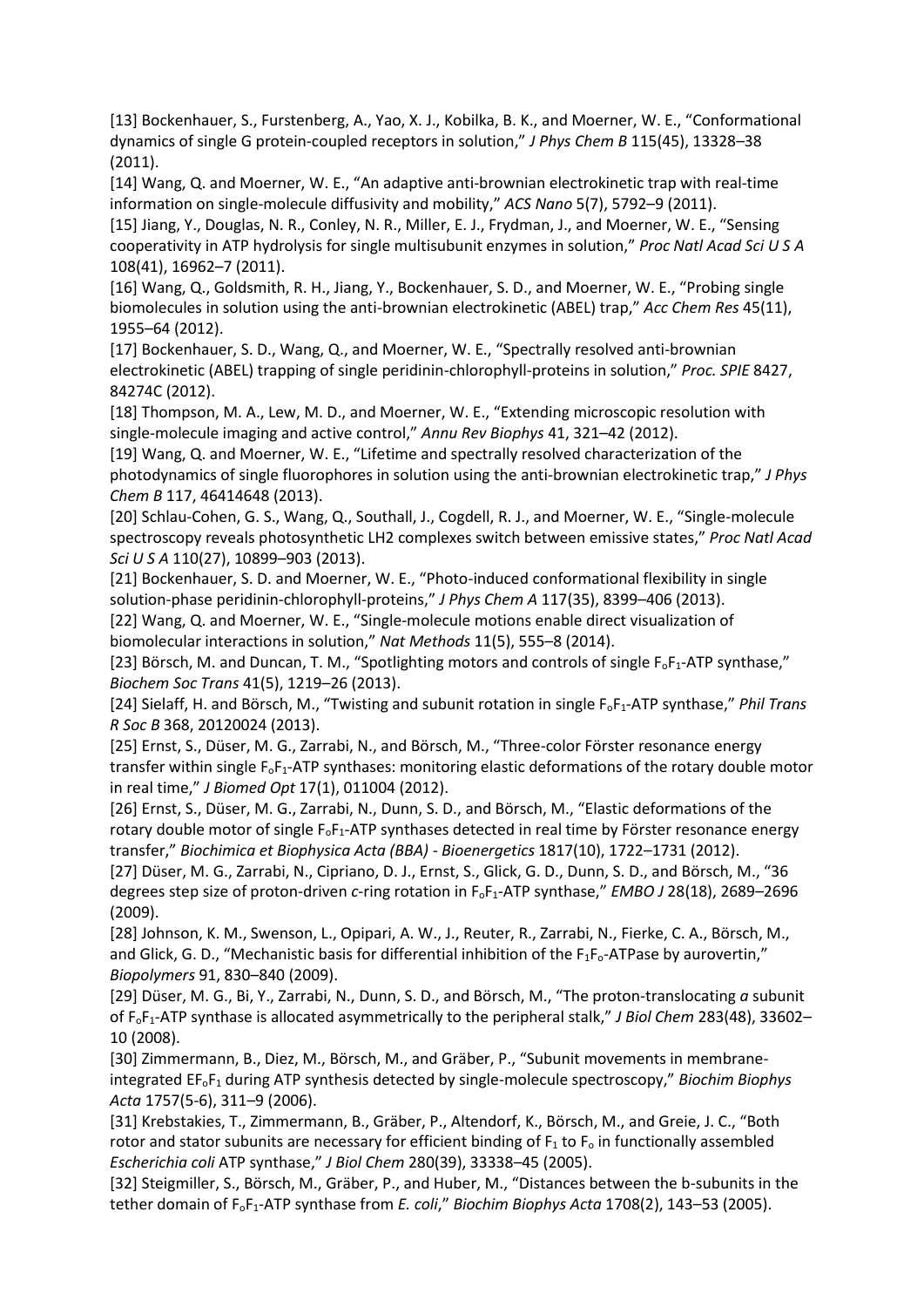[13] Bockenhauer, S., Furstenberg, A., Yao, X. J., Kobilka, B. K., and Moerner, W. E., "Conformational dynamics of single G protein-coupled receptors in solution," *J Phys Chem B* 115(45), 13328–38 (2011).

[14] Wang, Q. and Moerner, W. E., "An adaptive anti-brownian electrokinetic trap with real-time information on single-molecule diffusivity and mobility," *ACS Nano* 5(7), 5792–9 (2011).

[15] Jiang, Y., Douglas, N. R., Conley, N. R., Miller, E. J., Frydman, J., and Moerner, W. E., "Sensing cooperativity in ATP hydrolysis for single multisubunit enzymes in solution," *Proc Natl Acad Sci U S A* 108(41), 16962–7 (2011).

[16] Wang, Q., Goldsmith, R. H., Jiang, Y., Bockenhauer, S. D., and Moerner, W. E., "Probing single biomolecules in solution using the anti-brownian electrokinetic (ABEL) trap," *Acc Chem Res* 45(11), 1955–64 (2012).

[17] Bockenhauer, S. D., Wang, Q., and Moerner, W. E., "Spectrally resolved anti-brownian electrokinetic (ABEL) trapping of single peridinin-chlorophyll-proteins in solution," *Proc. SPIE* 8427, 84274C (2012).

[18] Thompson, M. A., Lew, M. D., and Moerner, W. E., "Extending microscopic resolution with single-molecule imaging and active control," *Annu Rev Biophys* 41, 321–42 (2012).

[19] Wang, Q. and Moerner, W. E., "Lifetime and spectrally resolved characterization of the photodynamics of single fluorophores in solution using the anti-brownian electrokinetic trap," *J Phys Chem B* 117, 46414648 (2013).

[20] Schlau-Cohen, G. S., Wang, Q., Southall, J., Cogdell, R. J., and Moerner, W. E., "Single-molecule spectroscopy reveals photosynthetic LH2 complexes switch between emissive states," *Proc Natl Acad Sci U S A* 110(27), 10899–903 (2013).

[21] Bockenhauer, S. D. and Moerner, W. E., "Photo-induced conformational flexibility in single solution-phase peridinin-chlorophyll-proteins," *J Phys Chem A* 117(35), 8399–406 (2013).

[22] Wang, Q. and Moerner, W. E., "Single-molecule motions enable direct visualization of biomolecular interactions in solution," *Nat Methods* 11(5), 555–8 (2014).

[23] Börsch, M. and Duncan, T. M., "Spotlighting motors and controls of single $F_oF_1$-ATP synthase," *Biochem Soc Trans* 41(5), 1219–26 (2013).

[24] Sielaff, H. and Börsch, M., "Twisting and subunit rotation in single $F_oF_1$-ATP synthase," *Phil Trans R Soc B* 368, 20120024 (2013).

[25] Ernst, S., Düser, M. G., Zarrabi, N., and Börsch, M., "Three-color Förster resonance energy transfer within single $F_oF_1$-ATP synthases: monitoring elastic deformations of the rotary double motor in real time," *J Biomed Opt* 17(1), 011004 (2012).

[26] Ernst, S., Düser, M. G., Zarrabi, N., Dunn, S. D., and Börsch, M., "Elastic deformations of the rotary double motor of single $F_oF_1$-ATP synthases detected in real time by Förster resonance energy transfer," *Biochimica et Biophysica Acta (BBA) - Bioenergetics* 1817(10), 1722–1731 (2012).

[27] Düser, M. G., Zarrabi, N., Cipriano, D. J., Ernst, S., Glick, G. D., Dunn, S. D., and Börsch, M., "36 degrees step size of proton-driven *c*-ring rotation in $F_oF_1$-ATP synthase," *EMBO J* 28(18), 2689–2696 (2009).

[28] Johnson, K. M., Swenson, L., Opipari, A. W., J., Reuter, R., Zarrabi, N., Fierke, C. A., Börsch, M., and Glick, G. D., "Mechanistic basis for differential inhibition of the $F_1F_o$-ATPase by aurovertin," *Biopolymers* 91, 830–840 (2009).

[29] Düser, M. G., Bi, Y., Zarrabi, N., Dunn, S. D., and Börsch, M., "The proton-translocating *a* subunit of $F_oF_1$-ATP synthase is allocated asymmetrically to the peripheral stalk," *J Biol Chem* 283(48), 33602–10 (2008).

[30] Zimmermann, B., Diez, M., Börsch, M., and Gräber, P., "Subunit movements in membrane-integrated $EF_oF_1$ during ATP synthesis detected by single-molecule spectroscopy," *Biochim Biophys Acta* 1757(5-6), 311–9 (2006).

[31] Krebstakies, T., Zimmermann, B., Gräber, P., Altendorf, K., Börsch, M., and Greie, J. C., "Both rotor and stator subunits are necessary for efficient binding of $F_1$ to $F_o$ in functionally assembled *Escherichia coli* ATP synthase," *J Biol Chem* 280(39), 33338–45 (2005).

[32] Steigmiller, S., Börsch, M., Gräber, P., and Huber, M., "Distances between the b-subunits in the tether domain of $F_oF_1$-ATP synthase from *E. coli*," *Biochim Biophys Acta* 1708(2), 143–53 (2005).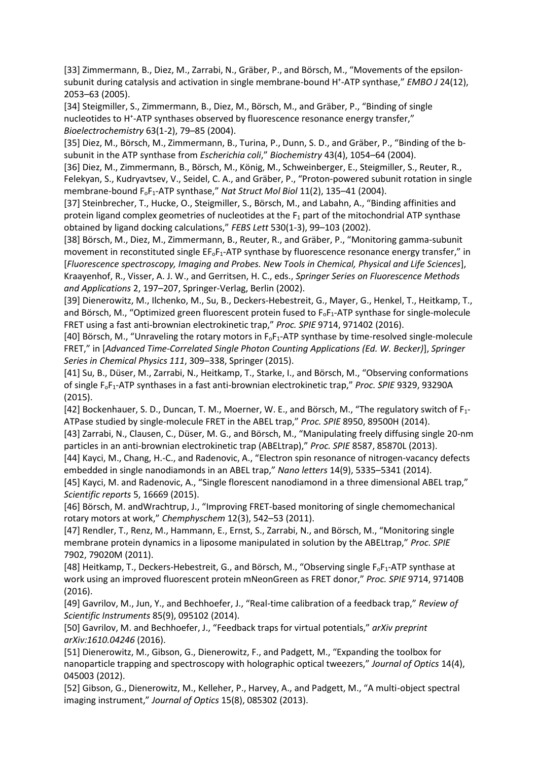[33] Zimmermann, B., Diez, M., Zarrabi, N., Gräber, P., and Börsch, M., "Movements of the epsilon-subunit during catalysis and activation in single membrane-bound $H^+$-ATP synthase," *EMBO J* 24(12), 2053–63 (2005).

[34] Steigmiller, S., Zimmermann, B., Diez, M., Börsch, M., and Gräber, P., "Binding of single nucleotides to $H^+$-ATP synthases observed by fluorescence resonance energy transfer," *Bioelectrochemistry* 63(1-2), 79–85 (2004).

[35] Diez, M., Börsch, M., Zimmermann, B., Turina, P., Dunn, S. D., and Gräber, P., "Binding of the b-subunit in the ATP synthase from *Escherichia coli*," *Biochemistry* 43(4), 1054–64 (2004).

[36] Diez, M., Zimmermann, B., Börsch, M., König, M., Schweinberger, E., Steigmiller, S., Reuter, R., Felekyan, S., Kudryavtsev, V., Seidel, C. A., and Gräber, P., "Proton-powered subunit rotation in single membrane-bound $F_oF_1$-ATP synthase," *Nat Struct Mol Biol* 11(2), 135–41 (2004).

[37] Steinbrecher, T., Hucke, O., Steigmiller, S., Börsch, M., and Labahn, A., "Binding affinities and protein ligand complex geometries of nucleotides at the $F_1$ part of the mitochondrial ATP synthase obtained by ligand docking calculations," *FEBS Lett* 530(1-3), 99–103 (2002).

[38] Börsch, M., Diez, M., Zimmermann, B., Reuter, R., and Gräber, P., "Monitoring gamma-subunit movement in reconstituted single $EF_oF_1$-ATP synthase by fluorescence resonance energy transfer," in [*Fluorescence spectroscopy, Imaging and Probes. New Tools in Chemical, Physical and Life Sciences*], Kraayenhof, R., Visser, A. J. W., and Gerritsen, H. C., eds., *Springer Series on Fluorescence Methods and Applications* 2, 197–207, Springer-Verlag, Berlin (2002).

[39] Dienerowitz, M., Ilchenko, M., Su, B., Deckers-Hebestreit, G., Mayer, G., Henkel, T., Heitkamp, T., and Börsch, M., "Optimized green fluorescent protein fused to $F_oF_1$-ATP synthase for single-molecule FRET using a fast anti-brownian electrokinetic trap," *Proc. SPIE* 9714, 971402 (2016).

[40] Börsch, M., "Unraveling the rotary motors in $F_oF_1$-ATP synthase by time-resolved single-molecule FRET," in [*Advanced Time-Correlated Single Photon Counting Applications (Ed. W. Becker)*], *Springer Series in Chemical Physics 111*, 309–338, Springer (2015).

[41] Su, B., Düser, M., Zarrabi, N., Heitkamp, T., Starke, I., and Börsch, M., "Observing conformations of single $F_oF_1$-ATP synthases in a fast anti-brownian electrokinetic trap," *Proc. SPIE* 9329, 93290A (2015).

[42] Bockenhauer, S. D., Duncan, T. M., Moerner, W. E., and Börsch, M., "The regulatory switch of $F_1$-ATPase studied by single-molecule FRET in the ABEL trap," *Proc. SPIE* 8950, 89500H (2014).

[43] Zarrabi, N., Clausen, C., Düser, M. G., and Börsch, M., "Manipulating freely diffusing single 20-nm particles in an anti-brownian electrokinetic trap (ABELtrap)," *Proc. SPIE* 8587, 85870L (2013).

[44] Kayci, M., Chang, H.-C., and Radenovic, A., "Electron spin resonance of nitrogen-vacancy defects embedded in single nanodiamonds in an ABEL trap," *Nano letters* 14(9), 5335–5341 (2014).

[45] Kayci, M. and Radenovic, A., "Single florescent nanodiamond in a three dimensional ABEL trap," *Scientific reports* 5, 16669 (2015).

[46] Börsch, M. andWrachtrup, J., "Improving FRET-based monitoring of single chemomechanical rotary motors at work," *Chemphyschem* 12(3), 542–53 (2011).

[47] Rendler, T., Renz, M., Hammann, E., Ernst, S., Zarrabi, N., and Börsch, M., "Monitoring single membrane protein dynamics in a liposome manipulated in solution by the ABELtrap," *Proc. SPIE* 7902, 79020M (2011).

[48] Heitkamp, T., Deckers-Hebestreit, G., and Börsch, M., "Observing single $F_oF_1$-ATP synthase at work using an improved fluorescent protein mNeonGreen as FRET donor," *Proc. SPIE* 9714, 97140B (2016).

[49] Gavrilov, M., Jun, Y., and Bechhoefer, J., "Real-time calibration of a feedback trap," *Review of Scientific Instruments* 85(9), 095102 (2014).

[50] Gavrilov, M. and Bechhoefer, J., "Feedback traps for virtual potentials," *arXiv preprint arXiv:1610.04246* (2016).

[51] Dienerowitz, M., Gibson, G., Dienerowitz, F., and Padgett, M., "Expanding the toolbox for nanoparticle trapping and spectroscopy with holographic optical tweezers," *Journal of Optics* 14(4), 045003 (2012).

[52] Gibson, G., Dienerowitz, M., Kelleher, P., Harvey, A., and Padgett, M., "A multi-object spectral imaging instrument," *Journal of Optics* 15(8), 085302 (2013).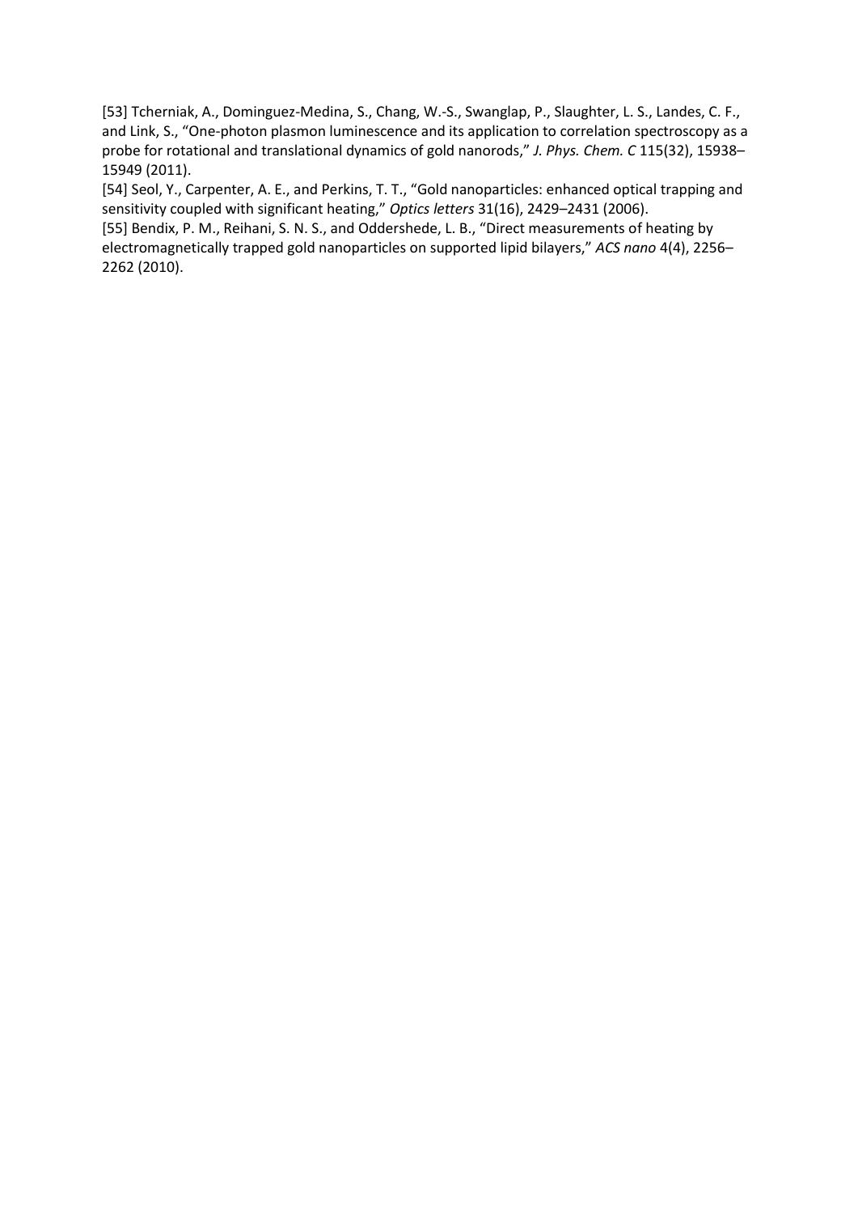[53] Tcherniak, A., Dominguez-Medina, S., Chang, W.-S., Swanglap, P., Slaughter, L. S., Landes, C. F., and Link, S., "One-photon plasmon luminescence and its application to correlation spectroscopy as a probe for rotational and translational dynamics of gold nanorods," *J. Phys. Chem. C* 115(32), 15938–15949 (2011).

[54] Seol, Y., Carpenter, A. E., and Perkins, T. T., "Gold nanoparticles: enhanced optical trapping and sensitivity coupled with significant heating," *Optics letters* 31(16), 2429–2431 (2006).

[55] Bendix, P. M., Reihani, S. N. S., and Oddershede, L. B., "Direct measurements of heating by electromagnetically trapped gold nanoparticles on supported lipid bilayers," *ACS nano* 4(4), 2256–2262 (2010).